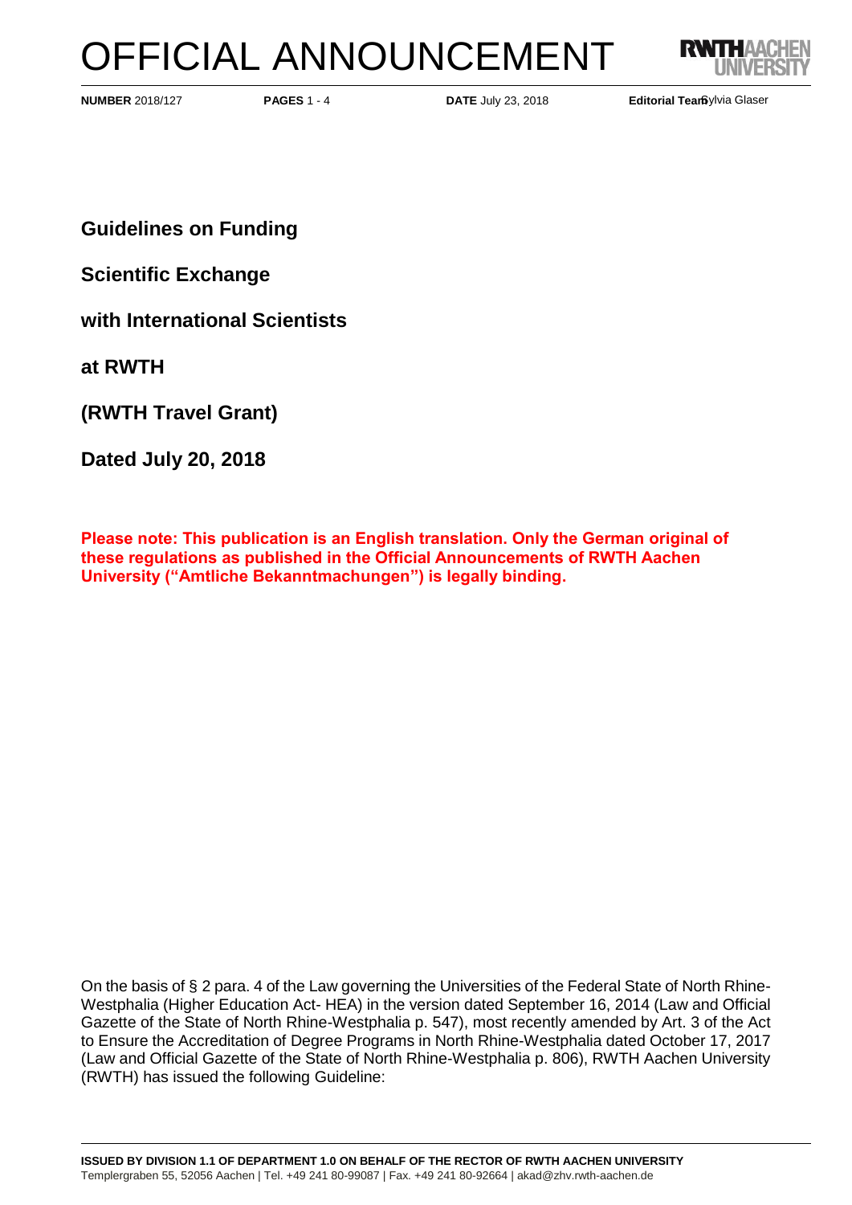# OFFICIAL ANNOUNCEMENT

**NUMBER** 2018/127 **PAGES** 1 - 4 **DATE** July 23, 2018 **Editorial Team** Sylvia Glaser

## Guidelines on Funding

## Scientific Exchange

## with International Scientists

## at RWTH

## (RWTH Travel Grant)

## Dated July 20, 2018

**Please note: This publication is an English translation. Only the German original of these regulations as published in the Official Announcements of RWTH Aachen University ("Amtliche Bekanntmachungen") is legally binding.**

On the basis of § 2 para. 4 of the Law governing the Universities of the Federal State of North Rhine-Westphalia (Higher Education Act- HEA) in the version dated September 16, 2014 (Law and Official Gazette of the State of North Rhine-Westphalia p. 547), most recently amended by Art. 3 of the Act to Ensure the Accreditation of Degree Programs in North Rhine-Westphalia dated October 17, 2017 (Law and Official Gazette of the State of North Rhine-Westphalia p. 806), RWTH Aachen University (RWTH) has issued the following Guideline:

**ISSUED BY DIVISION 1.1 OF DEPARTMENT 1.0 ON BEHALF OF THE RECTOR OF RWTH AACHEN UNIVERSITY**
Templergraben 55, 52056 Aachen | Tel. +49 241 80-99087 | Fax. +49 241 80-92664 | akad@zhv.rwth-aachen.de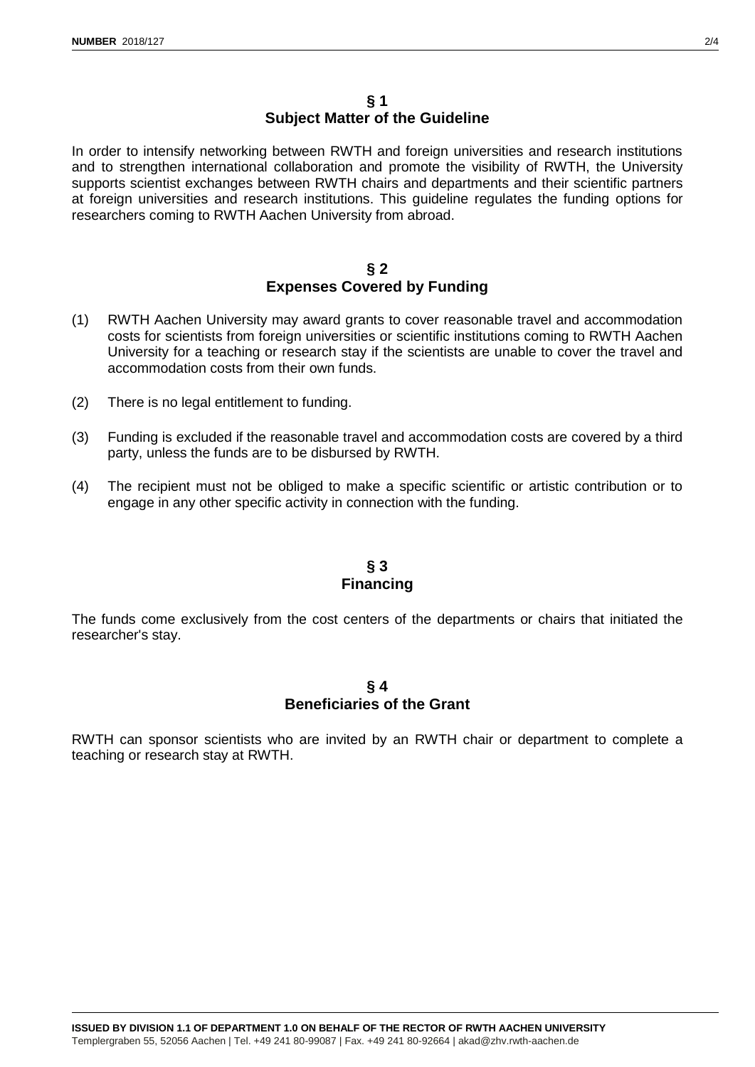## § 1
## Subject Matter of the Guideline

In order to intensify networking between RWTH and foreign universities and research institutions and to strengthen international collaboration and promote the visibility of RWTH, the University supports scientist exchanges between RWTH chairs and departments and their scientific partners at foreign universities and research institutions. This guideline regulates the funding options for researchers coming to RWTH Aachen University from abroad.

## § 2
## Expenses Covered by Funding

(1) RWTH Aachen University may award grants to cover reasonable travel and accommodation costs for scientists from foreign universities or scientific institutions coming to RWTH Aachen University for a teaching or research stay if the scientists are unable to cover the travel and accommodation costs from their own funds.

(2) There is no legal entitlement to funding.

(3) Funding is excluded if the reasonable travel and accommodation costs are covered by a third party, unless the funds are to be disbursed by RWTH.

(4) The recipient must not be obliged to make a specific scientific or artistic contribution or to engage in any other specific activity in connection with the funding.

## § 3
## Financing

The funds come exclusively from the cost centers of the departments or chairs that initiated the researcher's stay.

## § 4
## Beneficiaries of the Grant

RWTH can sponsor scientists who are invited by an RWTH chair or department to complete a teaching or research stay at RWTH.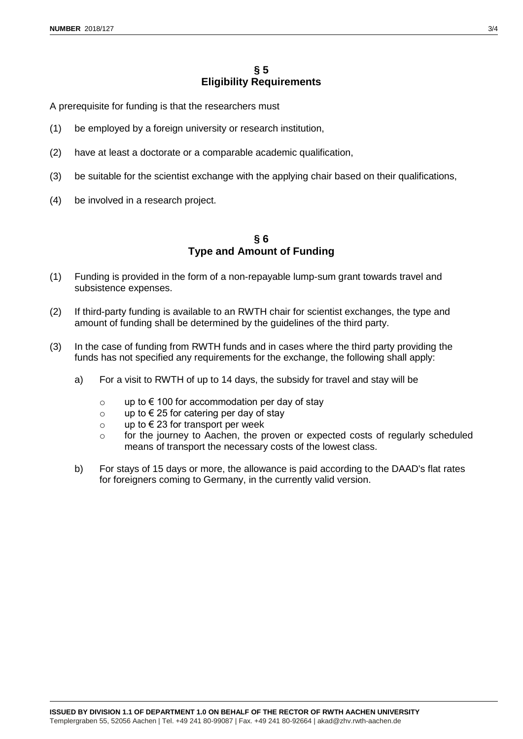## § 5
## Eligibility Requirements

A prerequisite for funding is that the researchers must

(1) be employed by a foreign university or research institution,

(2) have at least a doctorate or a comparable academic qualification,

(3) be suitable for the scientist exchange with the applying chair based on their qualifications,

(4) be involved in a research project.

## § 6
## Type and Amount of Funding

(1) Funding is provided in the form of a non-repayable lump-sum grant towards travel and subsistence expenses.

(2) If third-party funding is available to an RWTH chair for scientist exchanges, the type and amount of funding shall be determined by the guidelines of the third party.

(3) In the case of funding from RWTH funds and in cases where the third party providing the funds has not specified any requirements for the exchange, the following shall apply:

   a) For a visit to RWTH of up to 14 days, the subsidy for travel and stay will be

      - up to € 100 for accommodation per day of stay
      - up to € 25 for catering per day of stay
      - up to € 23 for transport per week
      - for the journey to Aachen, the proven or expected costs of regularly scheduled means of transport the necessary costs of the lowest class.

   b) For stays of 15 days or more, the allowance is paid according to the DAAD's flat rates for foreigners coming to Germany, in the currently valid version.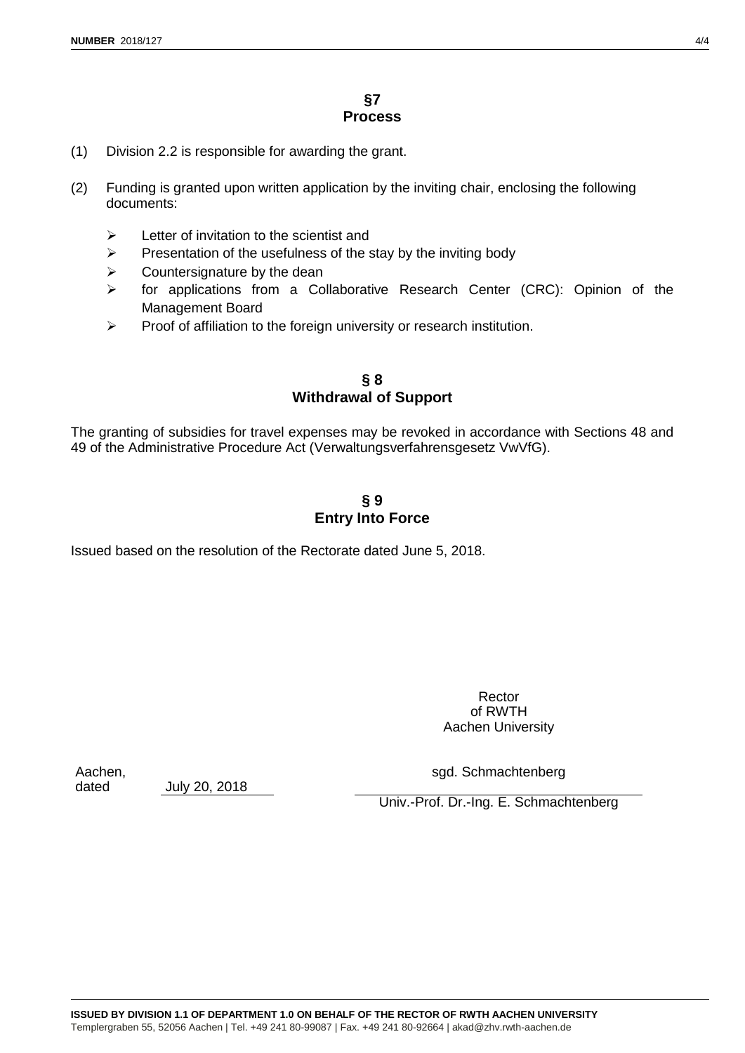## §7
## Process

(1) Division 2.2 is responsible for awarding the grant.

(2) Funding is granted upon written application by the inviting chair, enclosing the following documents:

- Letter of invitation to the scientist and
- Presentation of the usefulness of the stay by the inviting body
- Countersignature by the dean
- for applications from a Collaborative Research Center (CRC): Opinion of the Management Board
- Proof of affiliation to the foreign university or research institution.

## § 8
## Withdrawal of Support

The granting of subsidies for travel expenses may be revoked in accordance with Sections 48 and 49 of the Administrative Procedure Act (Verwaltungsverfahrensgesetz VwVfG).

## § 9
## Entry Into Force

Issued based on the resolution of the Rectorate dated June 5, 2018.

Rector
of RWTH
Aachen University

Aachen,
dated July 20, 2018

sgd. Schmachtenberg

Univ.-Prof. Dr.-Ing. E. Schmachtenberg

**ISSUED BY DIVISION 1.1 OF DEPARTMENT 1.0 ON BEHALF OF THE RECTOR OF RWTH AACHEN UNIVERSITY**
Templergraben 55, 52056 Aachen | Tel. +49 241 80-99087 | Fax. +49 241 80-92664 | akad@zhv.rwth-aachen.de